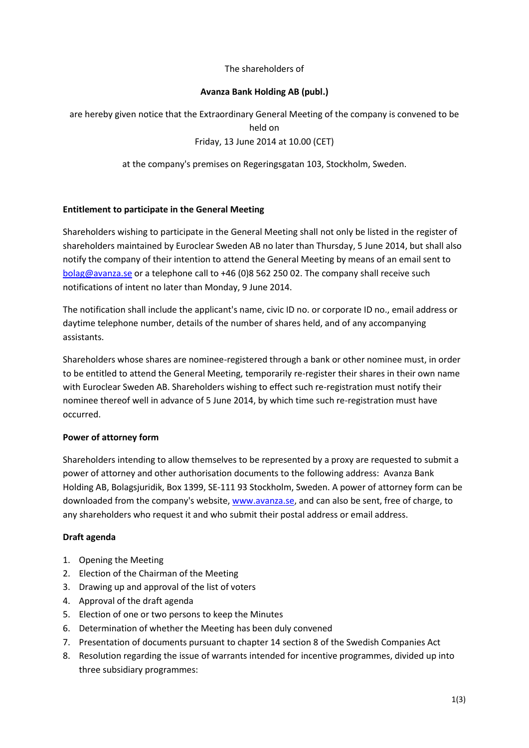The shareholders of

**Avanza Bank Holding AB (publ.)**

are hereby given notice that the Extraordinary General Meeting of the company is convened to be held on
Friday, 13 June 2014 at 10.00 (CET)

at the company's premises on Regeringsgatan 103, Stockholm, Sweden.

**Entitlement to participate in the General Meeting**

Shareholders wishing to participate in the General Meeting shall not only be listed in the register of shareholders maintained by Euroclear Sweden AB no later than Thursday, 5 June 2014, but shall also notify the company of their intention to attend the General Meeting by means of an email sent to bolag@avanza.se or a telephone call to +46 (0)8 562 250 02. The company shall receive such notifications of intent no later than Monday, 9 June 2014.

The notification shall include the applicant's name, civic ID no. or corporate ID no., email address or daytime telephone number, details of the number of shares held, and of any accompanying assistants.

Shareholders whose shares are nominee-registered through a bank or other nominee must, in order to be entitled to attend the General Meeting, temporarily re-register their shares in their own name with Euroclear Sweden AB. Shareholders wishing to effect such re-registration must notify their nominee thereof well in advance of 5 June 2014, by which time such re-registration must have occurred.

**Power of attorney form**

Shareholders intending to allow themselves to be represented by a proxy are requested to submit a power of attorney and other authorisation documents to the following address: Avanza Bank Holding AB, Bolagsjuridik, Box 1399, SE-111 93 Stockholm, Sweden. A power of attorney form can be downloaded from the company's website, www.avanza.se, and can also be sent, free of charge, to any shareholders who request it and who submit their postal address or email address.

**Draft agenda**

1. Opening the Meeting
2. Election of the Chairman of the Meeting
3. Drawing up and approval of the list of voters
4. Approval of the draft agenda
5. Election of one or two persons to keep the Minutes
6. Determination of whether the Meeting has been duly convened
7. Presentation of documents pursuant to chapter 14 section 8 of the Swedish Companies Act
8. Resolution regarding the issue of warrants intended for incentive programmes, divided up into three subsidiary programmes: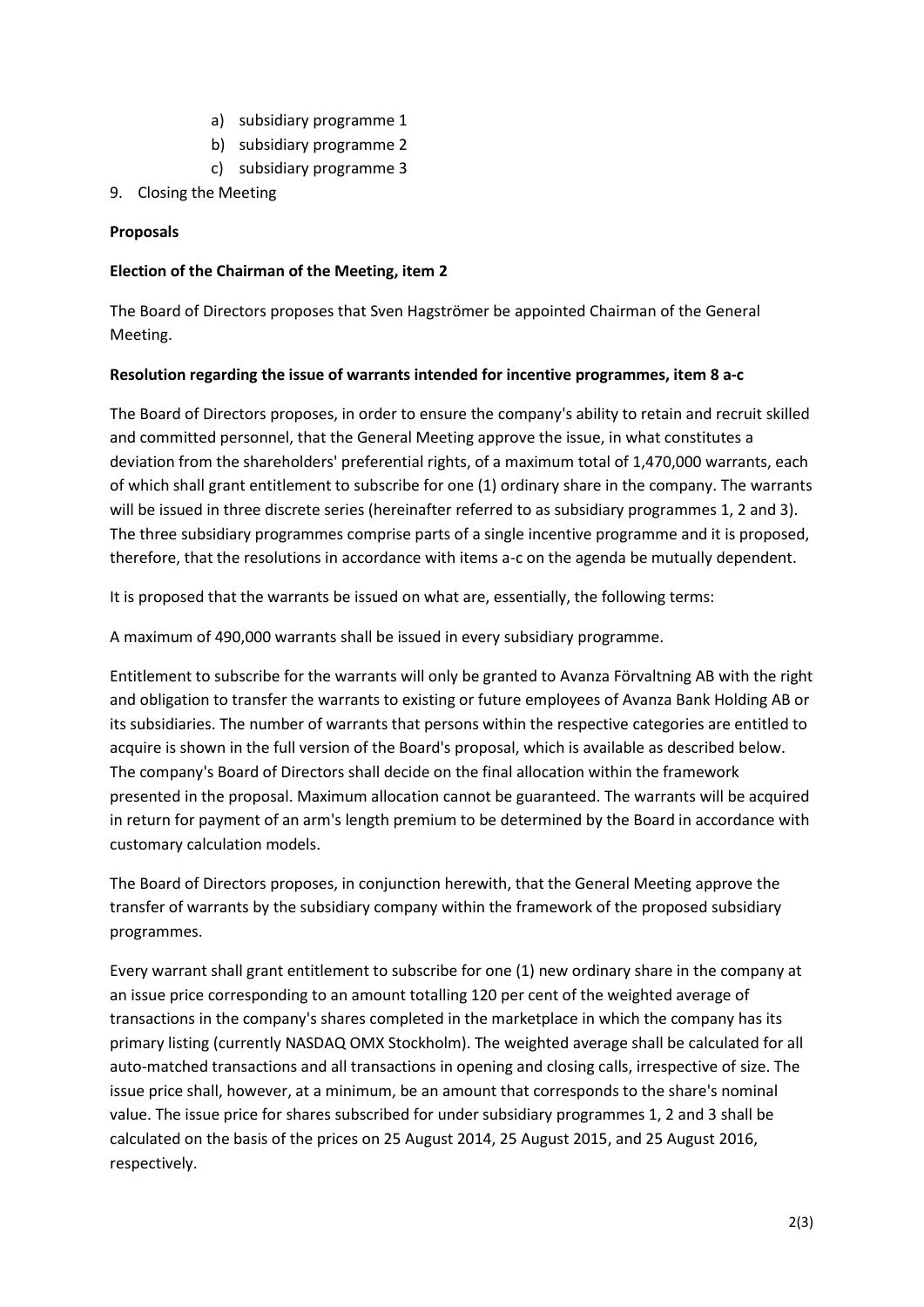a) subsidiary programme 1
   b) subsidiary programme 2
   c) subsidiary programme 3
9. Closing the Meeting

**Proposals**

**Election of the Chairman of the Meeting, item 2**

The Board of Directors proposes that Sven Hagströmer be appointed Chairman of the General Meeting.

**Resolution regarding the issue of warrants intended for incentive programmes, item 8 a-c**

The Board of Directors proposes, in order to ensure the company's ability to retain and recruit skilled and committed personnel, that the General Meeting approve the issue, in what constitutes a deviation from the shareholders' preferential rights, of a maximum total of 1,470,000 warrants, each of which shall grant entitlement to subscribe for one (1) ordinary share in the company. The warrants will be issued in three discrete series (hereinafter referred to as subsidiary programmes 1, 2 and 3). The three subsidiary programmes comprise parts of a single incentive programme and it is proposed, therefore, that the resolutions in accordance with items a-c on the agenda be mutually dependent.

It is proposed that the warrants be issued on what are, essentially, the following terms:

A maximum of 490,000 warrants shall be issued in every subsidiary programme.

Entitlement to subscribe for the warrants will only be granted to Avanza Förvaltning AB with the right and obligation to transfer the warrants to existing or future employees of Avanza Bank Holding AB or its subsidiaries. The number of warrants that persons within the respective categories are entitled to acquire is shown in the full version of the Board's proposal, which is available as described below. The company's Board of Directors shall decide on the final allocation within the framework presented in the proposal. Maximum allocation cannot be guaranteed. The warrants will be acquired in return for payment of an arm's length premium to be determined by the Board in accordance with customary calculation models.

The Board of Directors proposes, in conjunction herewith, that the General Meeting approve the transfer of warrants by the subsidiary company within the framework of the proposed subsidiary programmes.

Every warrant shall grant entitlement to subscribe for one (1) new ordinary share in the company at an issue price corresponding to an amount totalling 120 per cent of the weighted average of transactions in the company's shares completed in the marketplace in which the company has its primary listing (currently NASDAQ OMX Stockholm). The weighted average shall be calculated for all auto-matched transactions and all transactions in opening and closing calls, irrespective of size. The issue price shall, however, at a minimum, be an amount that corresponds to the share's nominal value. The issue price for shares subscribed for under subsidiary programmes 1, 2 and 3 shall be calculated on the basis of the prices on 25 August 2014, 25 August 2015, and 25 August 2016, respectively.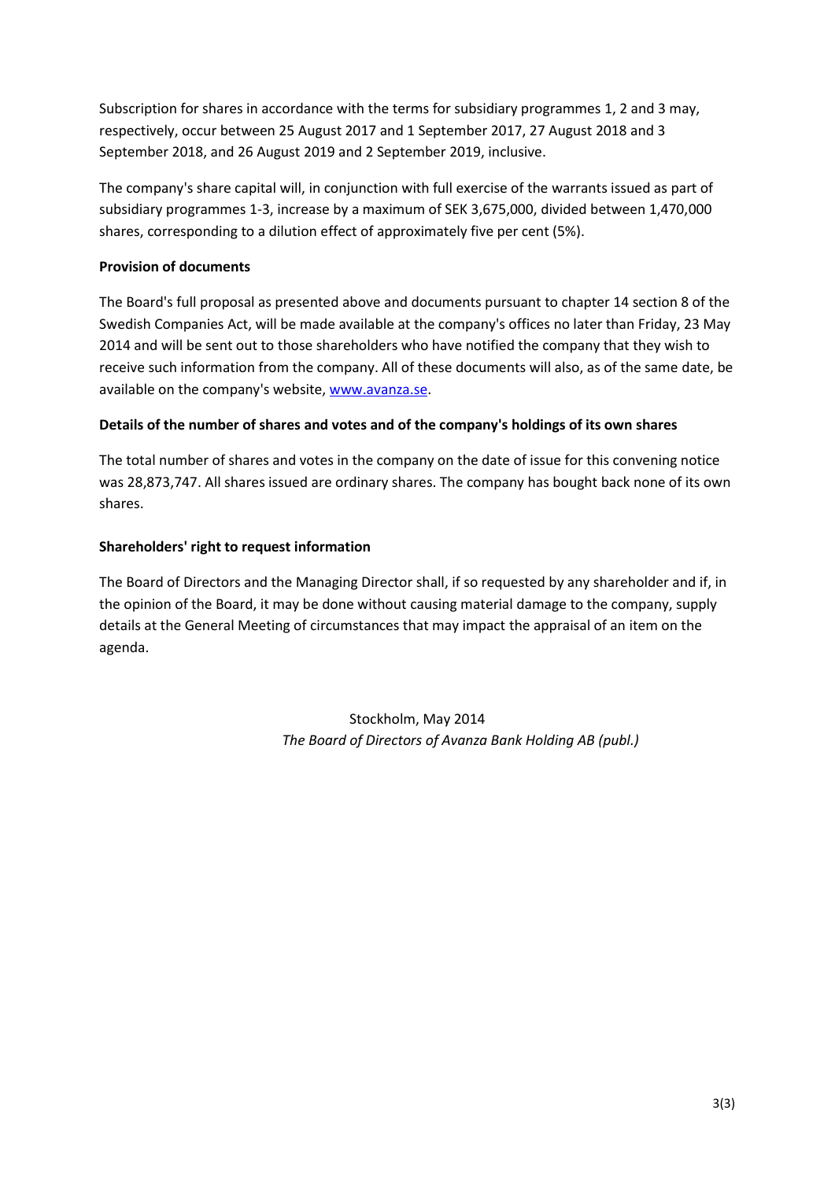Subscription for shares in accordance with the terms for subsidiary programmes 1, 2 and 3 may, respectively, occur between 25 August 2017 and 1 September 2017, 27 August 2018 and 3 September 2018, and 26 August 2019 and 2 September 2019, inclusive.

The company's share capital will, in conjunction with full exercise of the warrants issued as part of subsidiary programmes 1-3, increase by a maximum of SEK 3,675,000, divided between 1,470,000 shares, corresponding to a dilution effect of approximately five per cent (5%).

**Provision of documents**

The Board's full proposal as presented above and documents pursuant to chapter 14 section 8 of the Swedish Companies Act, will be made available at the company's offices no later than Friday, 23 May 2014 and will be sent out to those shareholders who have notified the company that they wish to receive such information from the company. All of these documents will also, as of the same date, be available on the company's website, www.avanza.se.

**Details of the number of shares and votes and of the company's holdings of its own shares**

The total number of shares and votes in the company on the date of issue for this convening notice was 28,873,747. All shares issued are ordinary shares. The company has bought back none of its own shares.

**Shareholders' right to request information**

The Board of Directors and the Managing Director shall, if so requested by any shareholder and if, in the opinion of the Board, it may be done without causing material damage to the company, supply details at the General Meeting of circumstances that may impact the appraisal of an item on the agenda.

Stockholm, May 2014
*The Board of Directors of Avanza Bank Holding AB (publ.)*